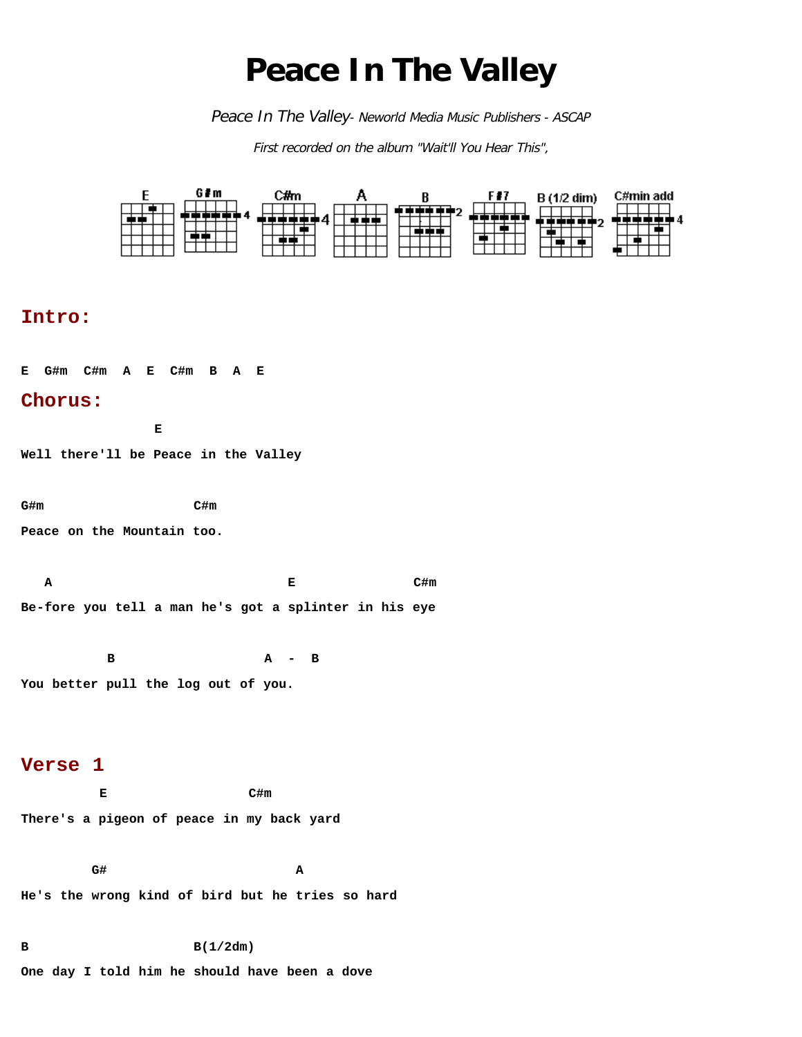# Peace In The Valley

*Peace In The Valley- Neworld Media Music Publishers - ASCAP*

*First recorded on the album "Wait'll You Hear This",*

E G#m C#m A B F#7 B (1/2 dim) C#min add

## Intro:

```
E  G#m  C#m  A  E  C#m  B  A  E
```

## Chorus:

```
                  E
Well there'll be Peace in the Valley

G#m                 C#m
Peace on the Mountain too.

   A                               E                C#m
Be-fore you tell a man he's got a splinter in his eye

            B                    A  -  B
You better pull the log out of you.
```

## Verse 1

```
          E                   C#m
There's a pigeon of peace in my back yard

         G#                          A
He's the wrong kind of bird but he tries so hard

B                     B(1/2dm)
One day I told him he should have been a dove
```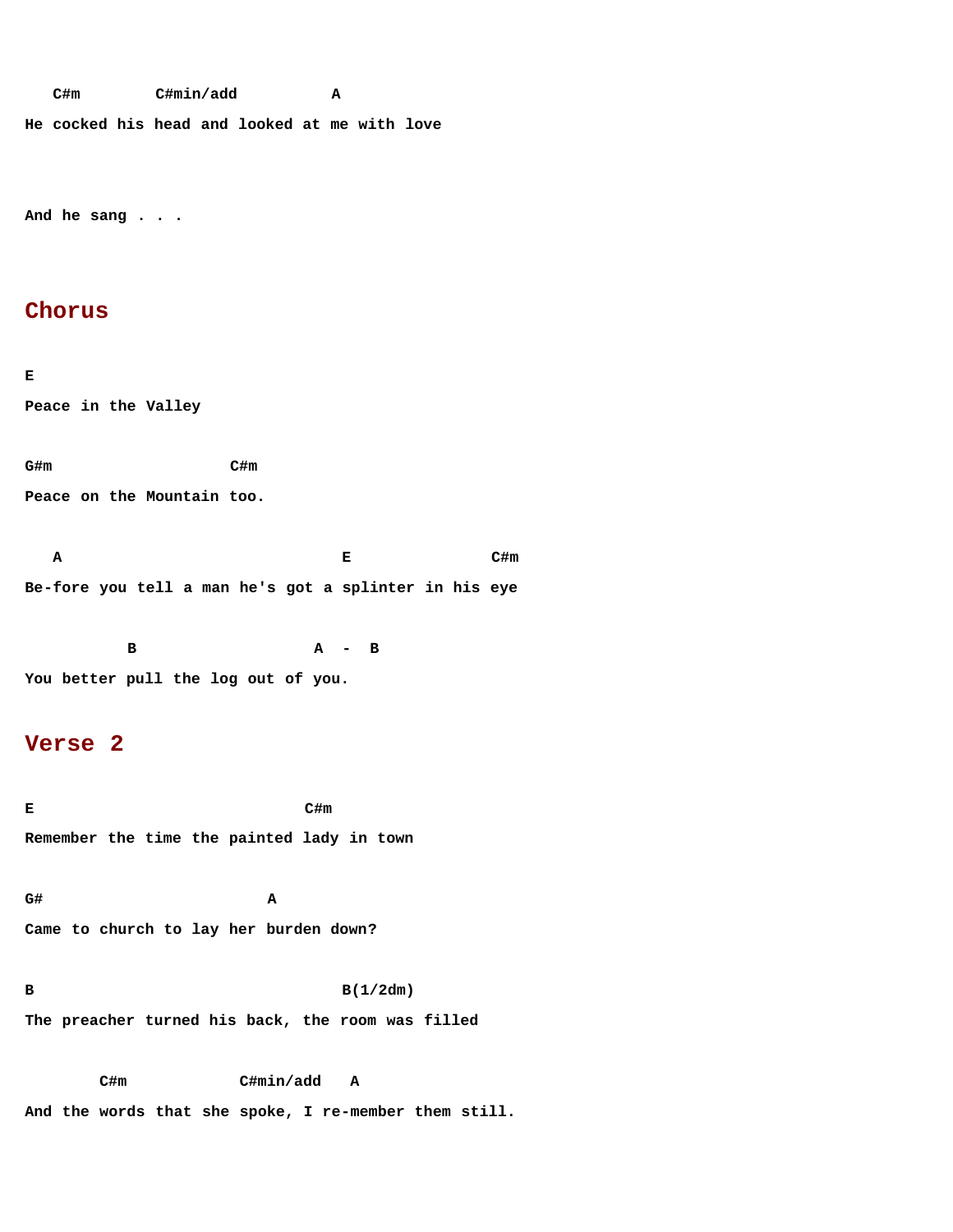```
   C#m        C#min/add          A
He cocked his head and looked at me with love

And he sang . . .
```

## Chorus

```
E
Peace in the Valley

G#m                 C#m
Peace on the Mountain too.

   A                            E               C#m
Be-fore you tell a man he's got a splinter in his eye

           B                    A  -  B
You better pull the log out of you.
```

## Verse 2

```
E                              C#m
Remember the time the painted lady in town

G#                        A
Came to church to lay her burden down?

B                                  B(1/2dm)
The preacher turned his back, the room was filled

        C#m            C#min/add    A
And the words that she spoke, I re-member them still.
```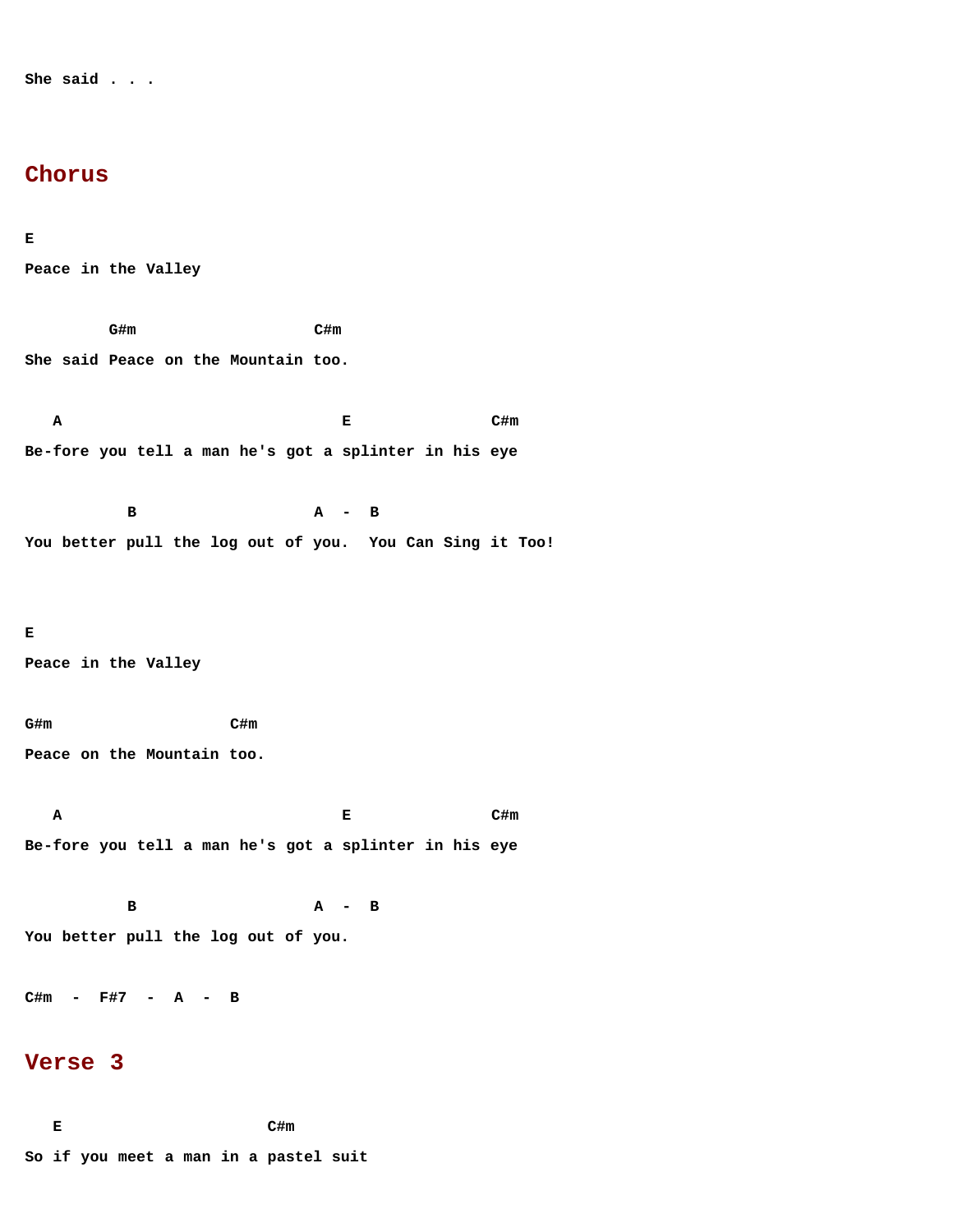```
She said . . .
```

## Chorus

```
E
Peace in the Valley

         G#m                  C#m
She said Peace on the Mountain too.

   A                             E                C#m
Be-fore you tell a man he's got a splinter in his eye

           B                    A  -  B
You better pull the log out of you.  You Can Sing it Too!


E
Peace in the Valley

G#m                  C#m
Peace on the Mountain too.

   A                             E                C#m
Be-fore you tell a man he's got a splinter in his eye

           B                    A  -  B
You better pull the log out of you.

C#m  -  F#7  -  A  -  B
```

## Verse 3

```
   E                      C#m
So if you meet a man in a pastel suit
```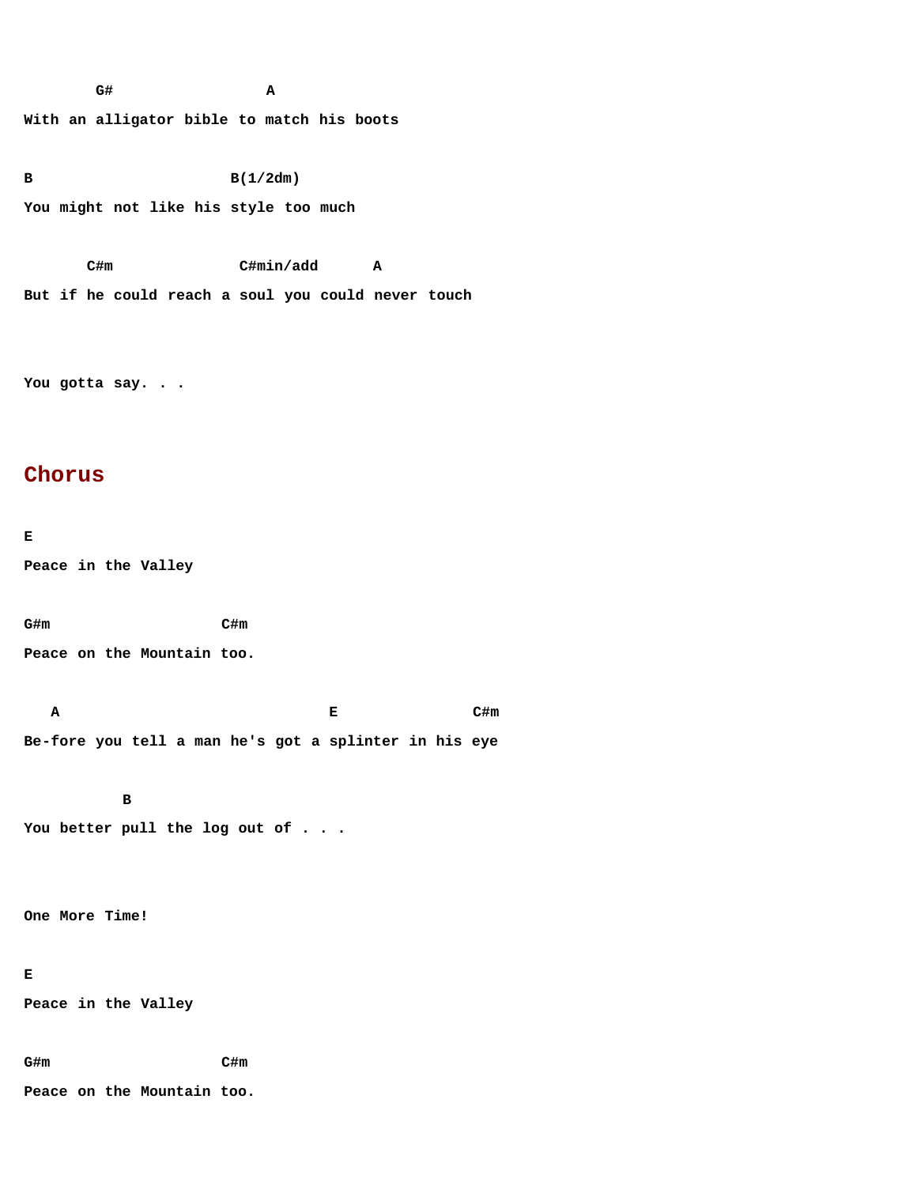```
        G#                 A
With an alligator bible to match his boots

B                      B(1/2dm)
You might not like his style too much

       C#m              C#min/add      A
But if he could reach a soul you could never touch


You gotta say. . .
```

## Chorus

```
E
Peace in the Valley

G#m                   C#m
Peace on the Mountain too.

   A                              E                C#m
Be-fore you tell a man he's got a splinter in his eye

           B
You better pull the log out of . . .


One More Time!

E
Peace in the Valley

G#m                   C#m
Peace on the Mountain too.
```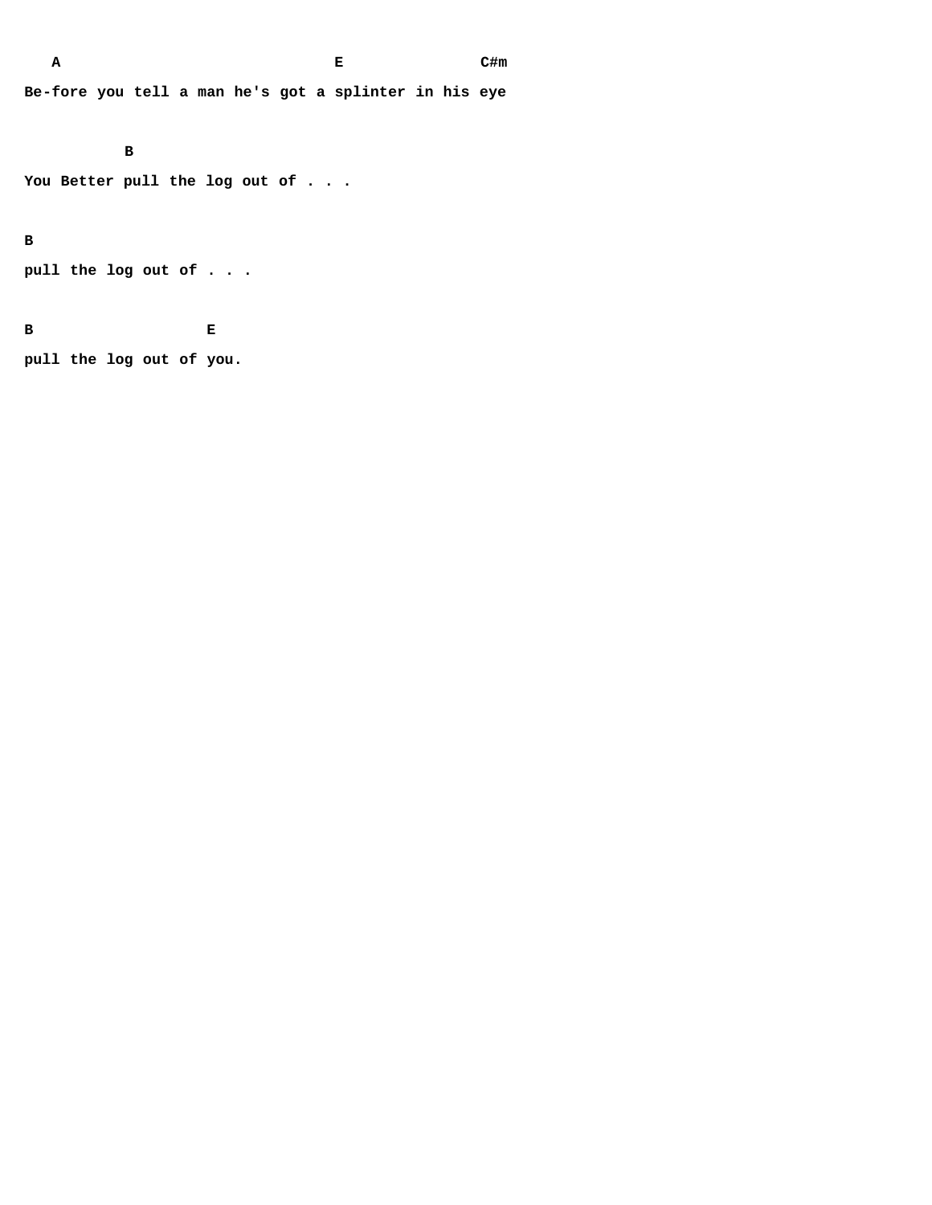```
   A                              E               C#m
Be-fore you tell a man he's got a splinter in his eye

           B
You Better pull the log out of . . .

B
pull the log out of . . .

B                   E
pull the log out of you.
```